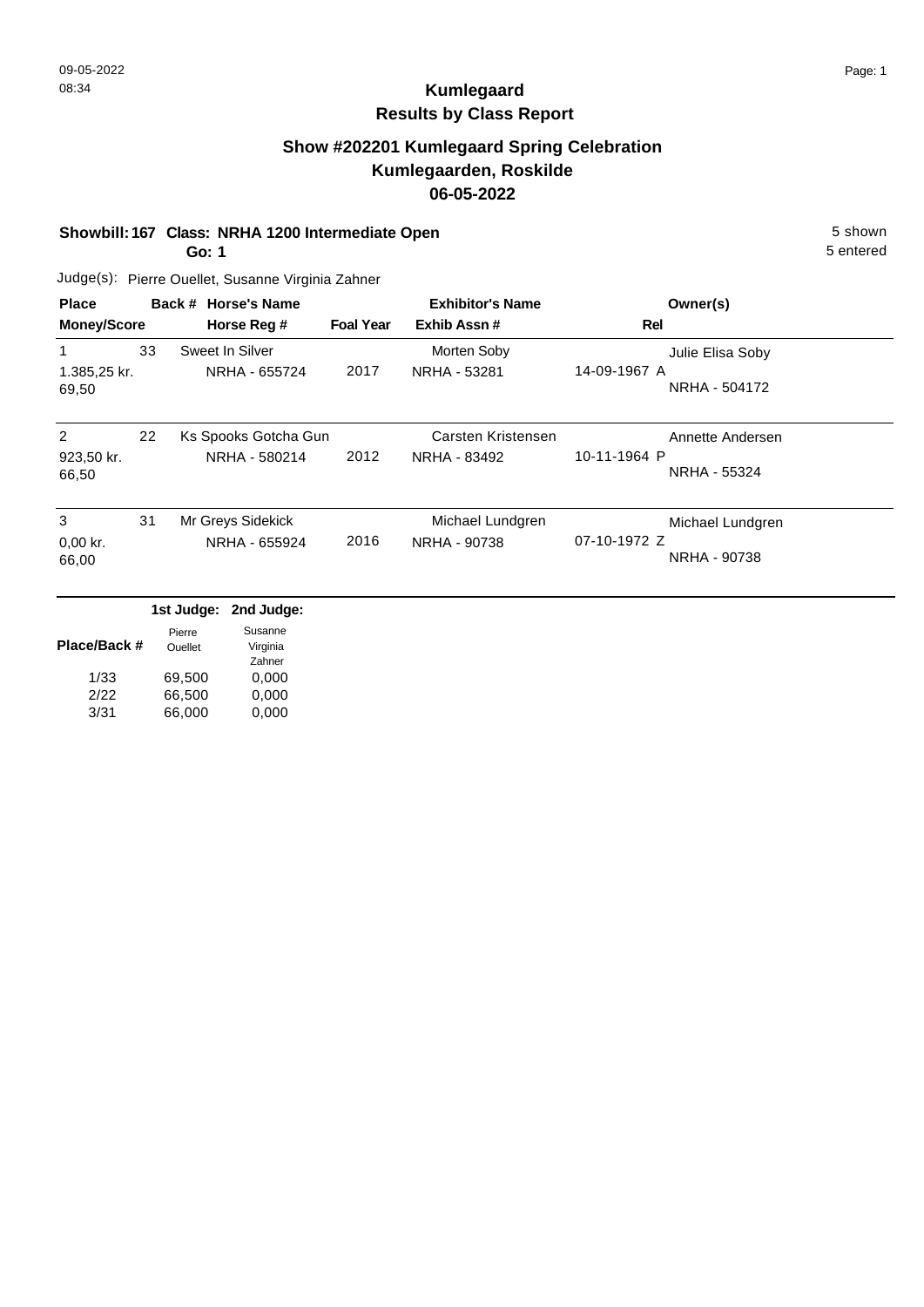09-05-2022
08:34

# Kumlegaard
## Results by Class Report

### Show #202201 Kumlegaard Spring Celebration
### Kumlegaarden, Roskilde
### 06-05-2022

**Showbill: 167 Class: NRHA 1200 Intermediate Open** — 5 shown

**Go: 1** — 5 entered

Judge(s): Pierre Ouellet, Susanne Virginia Zahner

| Place / Money/Score | Back # | Horse's Name / Horse Reg # | Foal Year | Exhibitor's Name / Exhib Assn # | Rel | Owner(s) |
|---|---|---|---|---|---|---|
| 1 / 1.385,25 kr. / 69,50 | 33 | Sweet In Silver / NRHA - 655724 | 2017 | Morten Soby / NRHA - 53281 | 14-09-1967 A | Julie Elisa Soby / NRHA - 504172 |
| 2 / 923,50 kr. / 66,50 | 22 | Ks Spooks Gotcha Gun / NRHA - 580214 | 2012 | Carsten Kristensen / NRHA - 83492 | 10-11-1964 P | Annette Andersen / NRHA - 55324 |
| 3 / 0,00 kr. / 66,00 | 31 | Mr Greys Sidekick / NRHA - 655924 | 2016 | Michael Lundgren / NRHA - 90738 | 07-10-1972 Z | Michael Lundgren / NRHA - 90738 |

| Place/Back # | 1st Judge: Pierre Ouellet | 2nd Judge: Susanne Virginia Zahner |
|---|---|---|
| 1/33 | 69,500 | 0,000 |
| 2/22 | 66,500 | 0,000 |
| 3/31 | 66,000 | 0,000 |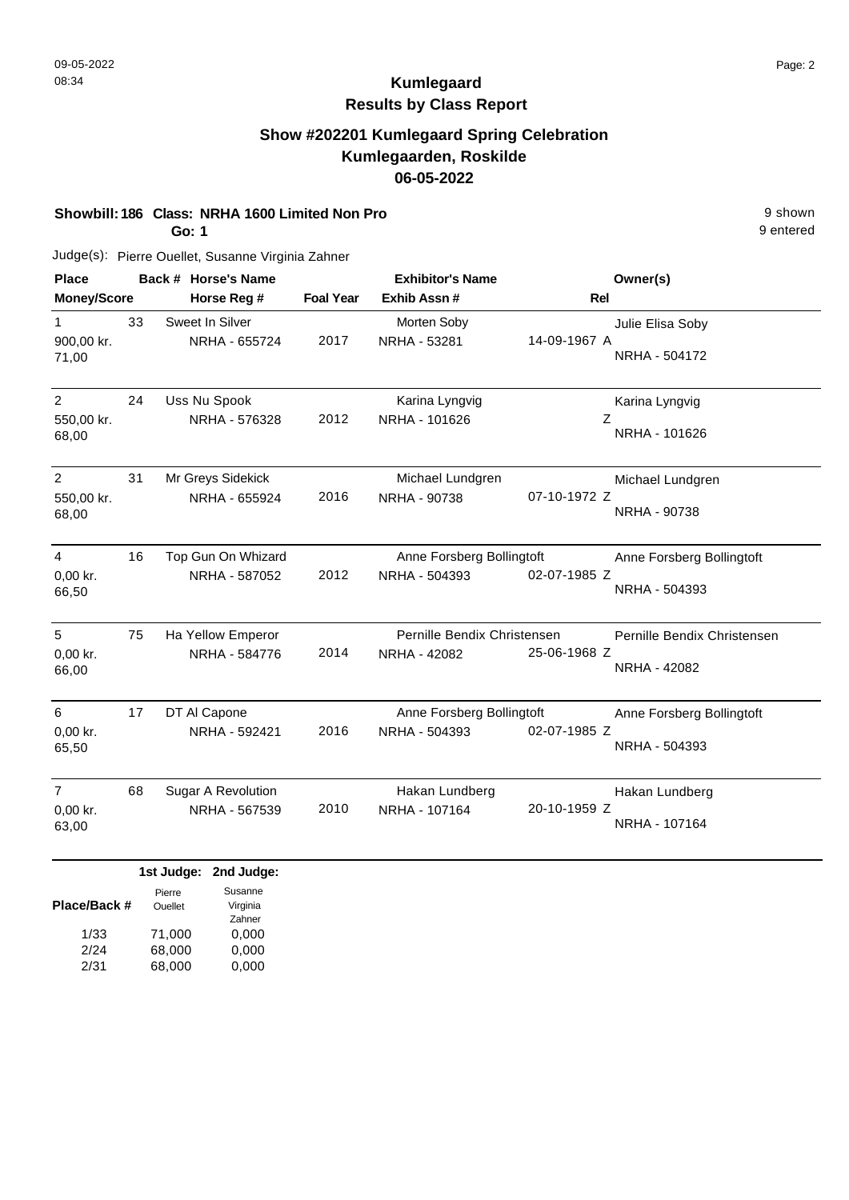# Kumlegaard

## Results by Class Report

## Show #202201 Kumlegaard Spring Celebration
## Kumlegaarden, Roskilde
## 06-05-2022

**Showbill: 186 Class: NRHA 1600 Limited Non Pro** 9 shown
**Go: 1** 9 entered

Judge(s): Pierre Ouellet, Susanne Virginia Zahner

| Place / Money/Score | Back # | Horse's Name / Horse Reg # | Foal Year | Exhibitor's Name / Exhib Assn # | Rel | Owner(s) |
|---|---|---|---|---|---|---|
| 1 / 900,00 kr. / 71,00 | 33 | Sweet In Silver / NRHA - 655724 | 2017 | Morten Soby / NRHA - 53281 | 14-09-1967 A | Julie Elisa Soby / NRHA - 504172 |
| 2 / 550,00 kr. / 68,00 | 24 | Uss Nu Spook / NRHA - 576328 | 2012 | Karina Lyngvig / NRHA - 101626 | Z | Karina Lyngvig / NRHA - 101626 |
| 2 / 550,00 kr. / 68,00 | 31 | Mr Greys Sidekick / NRHA - 655924 | 2016 | Michael Lundgren / NRHA - 90738 | 07-10-1972 Z | Michael Lundgren / NRHA - 90738 |
| 4 / 0,00 kr. / 66,50 | 16 | Top Gun On Whizard / NRHA - 587052 | 2012 | Anne Forsberg Bollingtoft / NRHA - 504393 | 02-07-1985 Z | Anne Forsberg Bollingtoft / NRHA - 504393 |
| 5 / 0,00 kr. / 66,00 | 75 | Ha Yellow Emperor / NRHA - 584776 | 2014 | Pernille Bendix Christensen / NRHA - 42082 | 25-06-1968 Z | Pernille Bendix Christensen / NRHA - 42082 |
| 6 / 0,00 kr. / 65,50 | 17 | DT Al Capone / NRHA - 592421 | 2016 | Anne Forsberg Bollingtoft / NRHA - 504393 | 02-07-1985 Z | Anne Forsberg Bollingtoft / NRHA - 504393 |
| 7 / 0,00 kr. / 63,00 | 68 | Sugar A Revolution / NRHA - 567539 | 2010 | Hakan Lundberg / NRHA - 107164 | 20-10-1959 Z | Hakan Lundberg / NRHA - 107164 |

| Place/Back # | 1st Judge: Pierre Ouellet | 2nd Judge: Susanne Virginia Zahner |
|---|---|---|
| 1/33 | 71,000 | 0,000 |
| 2/24 | 68,000 | 0,000 |
| 2/31 | 68,000 | 0,000 |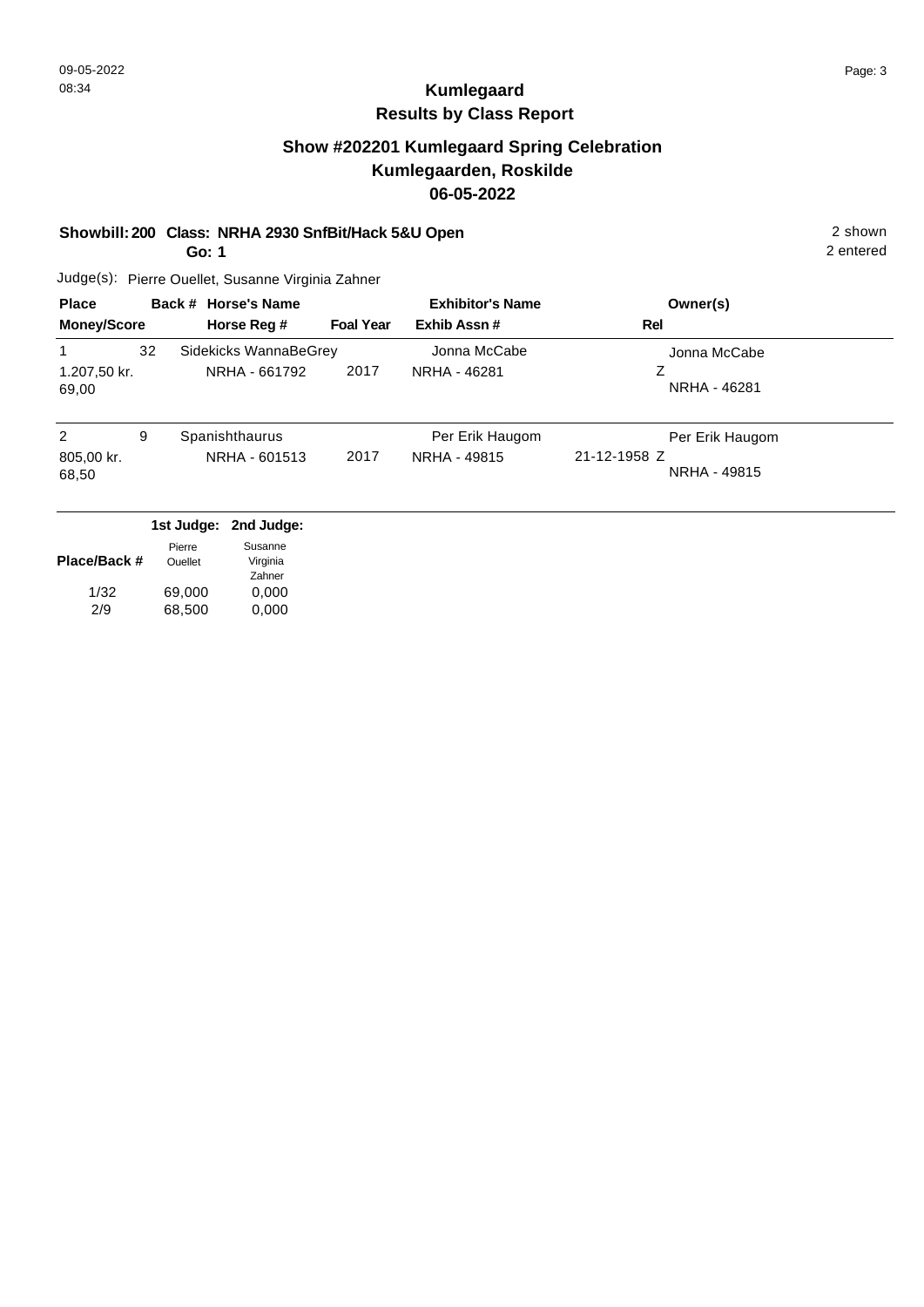**Kumlegaard**
**Results by Class Report**

## Show #202201 Kumlegaard Spring Celebration
## Kumlegaarden, Roskilde
## 06-05-2022

**Showbill: 200 Class: NRHA 2930 SnfBit/Hack 5&U Open** — 2 shown

**Go: 1** — 2 entered

Judge(s): Pierre Ouellet, Susanne Virginia Zahner

| Place / Money/Score | Back # | Horse's Name / Horse Reg # | Foal Year | Exhibitor's Name / Exhib Assn # | Rel | Owner(s) |
|---|---|---|---|---|---|---|
| 1 / 1.207,50 kr. / 69,00 | 32 | Sidekicks WannaBeGrey / NRHA - 661792 | 2017 | Jonna McCabe / NRHA - 46281 | Z | Jonna McCabe / NRHA - 46281 |
| 2 / 805,00 kr. / 68,50 | 9 | Spanishthaurus / NRHA - 601513 | 2017 | Per Erik Haugom / NRHA - 49815 | 21-12-1958 Z | Per Erik Haugom / NRHA - 49815 |

| Place/Back # | 1st Judge: Pierre Ouellet | 2nd Judge: Susanne Virginia Zahner |
|---|---|---|
| 1/32 | 69,000 | 0,000 |
| 2/9 | 68,500 | 0,000 |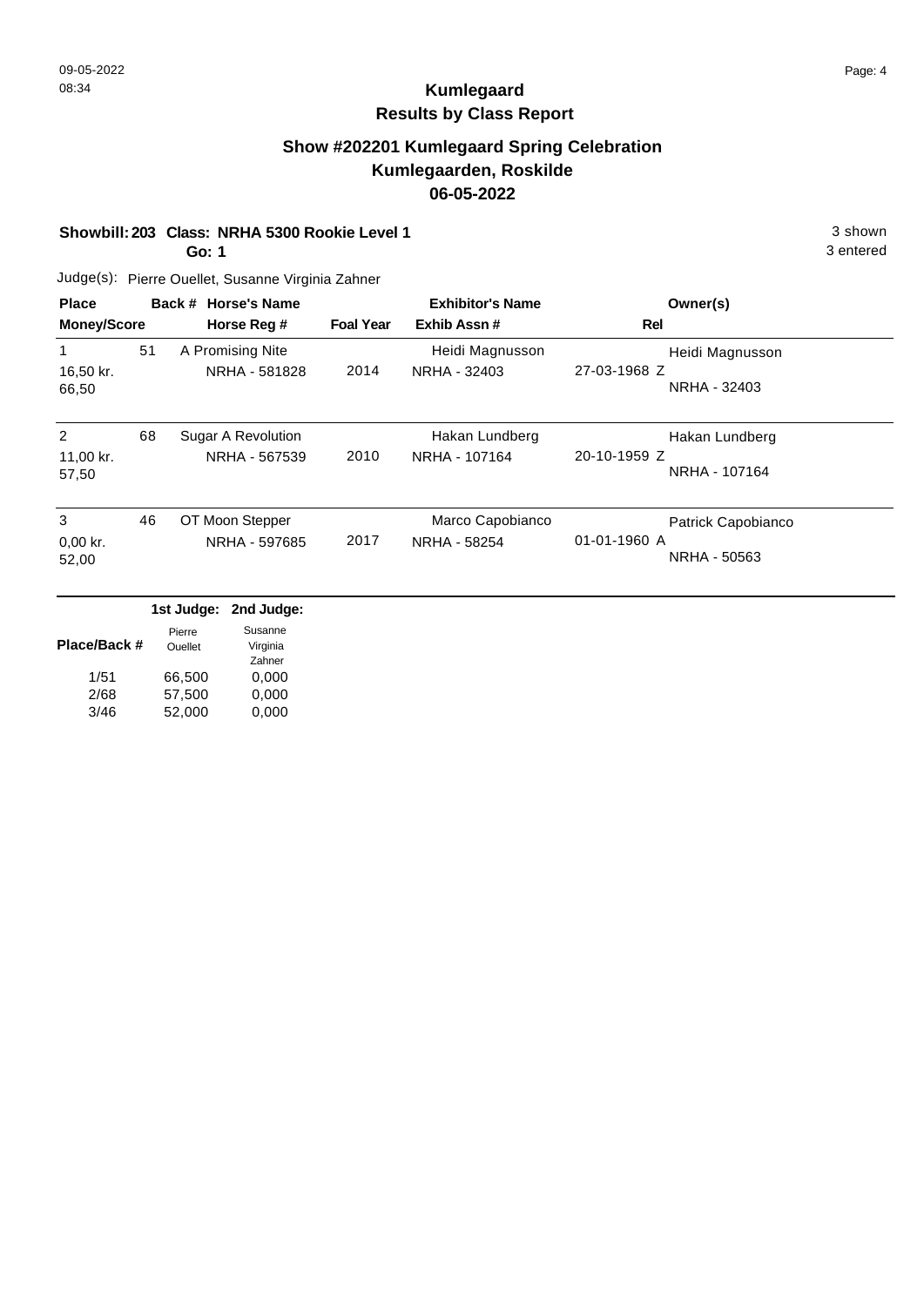# Kumlegaard

## Results by Class Report

### Show #202201 Kumlegaard Spring Celebration
### Kumlegaarden, Roskilde
### 06-05-2022

**Showbill: 203 Class: NRHA 5300 Rookie Level 1**
**Go: 1**

3 shown
3 entered

Judge(s): Pierre Ouellet, Susanne Virginia Zahner

| Place / Money/Score | Back # | Horse's Name / Horse Reg # | Foal Year | Exhibitor's Name / Exhib Assn # | Rel | Owner(s) |
|---|---|---|---|---|---|---|
| 1 / 16,50 kr. / 66,50 | 51 | A Promising Nite / NRHA - 581828 | 2014 | Heidi Magnusson / NRHA - 32403 | 27-03-1968 Z | Heidi Magnusson / NRHA - 32403 |
| 2 / 11,00 kr. / 57,50 | 68 | Sugar A Revolution / NRHA - 567539 | 2010 | Hakan Lundberg / NRHA - 107164 | 20-10-1959 Z | Hakan Lundberg / NRHA - 107164 |
| 3 / 0,00 kr. / 52,00 | 46 | OT Moon Stepper / NRHA - 597685 | 2017 | Marco Capobianco / NRHA - 58254 | 01-01-1960 A | Patrick Capobianco / NRHA - 50563 |

| Place/Back # | 1st Judge: Pierre Ouellet | 2nd Judge: Susanne Virginia Zahner |
|---|---|---|
| 1/51 | 66,500 | 0,000 |
| 2/68 | 57,500 | 0,000 |
| 3/46 | 52,000 | 0,000 |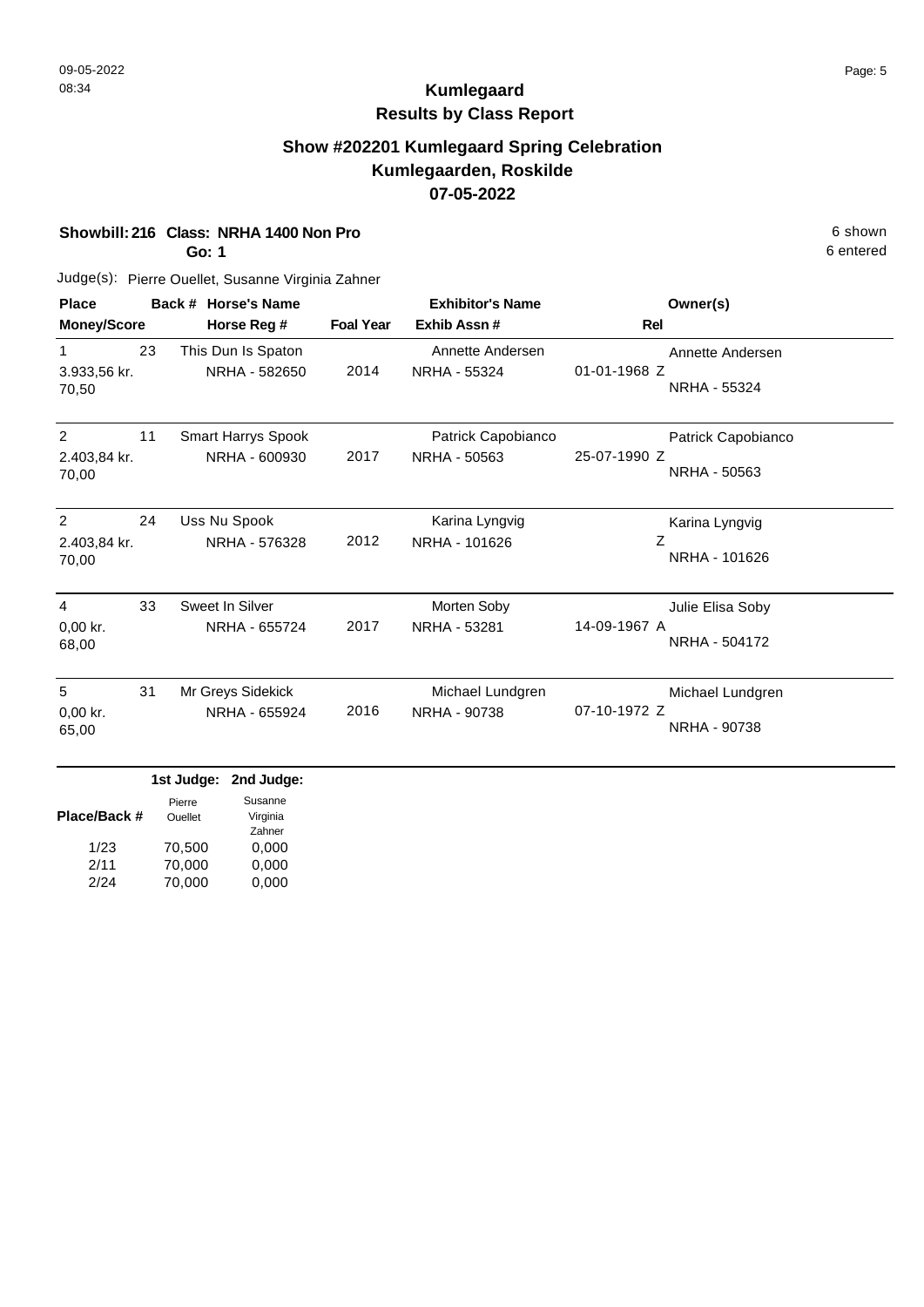# Kumlegaard

## Results by Class Report

### Show #202201 Kumlegaard Spring Celebration
### Kumlegaarden, Roskilde
### 07-05-2022

**Showbill: 216 Class: NRHA 1400 Non Pro** 6 shown
**Go: 1** 6 entered

Judge(s): Pierre Ouellet, Susanne Virginia Zahner

| Place Money/Score | Back # | Horse's Name Horse Reg # | Foal Year | Exhibitor's Name Exhib Assn # | Rel | Owner(s) |
|---|---|---|---|---|---|---|
| 1 3.933,56 kr. 70,50 | 23 | This Dun Is Spaton NRHA - 582650 | 2014 | Annette Andersen NRHA - 55324 | 01-01-1968 Z | Annette Andersen NRHA - 55324 |
| 2 2.403,84 kr. 70,00 | 11 | Smart Harrys Spook NRHA - 600930 | 2017 | Patrick Capobianco NRHA - 50563 | 25-07-1990 Z | Patrick Capobianco NRHA - 50563 |
| 2 2.403,84 kr. 70,00 | 24 | Uss Nu Spook NRHA - 576328 | 2012 | Karina Lyngvig NRHA - 101626 | Z | Karina Lyngvig NRHA - 101626 |
| 4 0,00 kr. 68,00 | 33 | Sweet In Silver NRHA - 655724 | 2017 | Morten Soby NRHA - 53281 | 14-09-1967 A | Julie Elisa Soby NRHA - 504172 |
| 5 0,00 kr. 65,00 | 31 | Mr Greys Sidekick NRHA - 655924 | 2016 | Michael Lundgren NRHA - 90738 | 07-10-1972 Z | Michael Lundgren NRHA - 90738 |

| Place/Back # | 1st Judge: Pierre Ouellet | 2nd Judge: Susanne Virginia Zahner |
|---|---|---|
| 1/23 | 70,500 | 0,000 |
| 2/11 | 70,000 | 0,000 |
| 2/24 | 70,000 | 0,000 |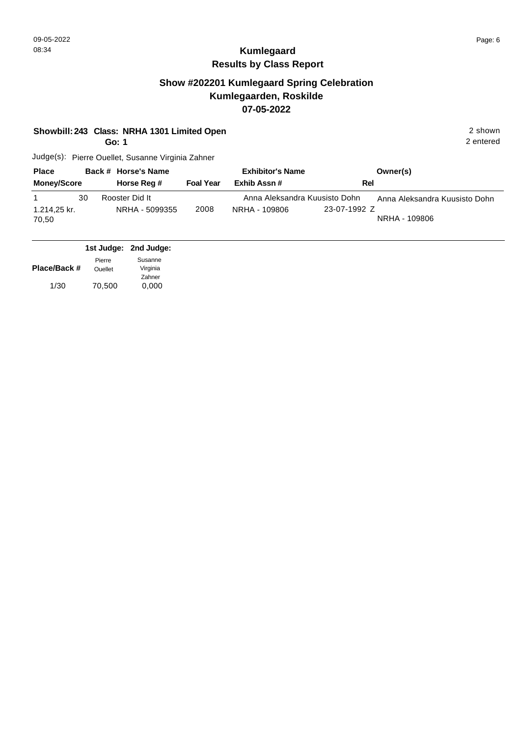09-05-2022
08:34

# Kumlegaard
## Results by Class Report

## Show #202201 Kumlegaard Spring Celebration
## Kumlegaarden, Roskilde
## 07-05-2022

**Showbill: 243 Class: NRHA 1301 Limited Open** — 2 shown

**Go: 1** — 2 entered

Judge(s): Pierre Ouellet, Susanne Virginia Zahner

| Place / Money/Score | Back # | Horse's Name / Horse Reg # | Foal Year | Exhibitor's Name / Exhib Assn # | Rel | Owner(s) |
|---|---|---|---|---|---|---|
| 1 / 1.214,25 kr. / 70,50 | 30 | Rooster Did It / NRHA - 5099355 | 2008 | Anna Aleksandra Kuusisto Dohn / NRHA - 109806 | 23-07-1992 Z | Anna Aleksandra Kuusisto Dohn / NRHA - 109806 |

| Place/Back # | 1st Judge: Pierre Ouellet | 2nd Judge: Susanne Virginia Zahner |
|---|---|---|
| 1/30 | 70,500 | 0,000 |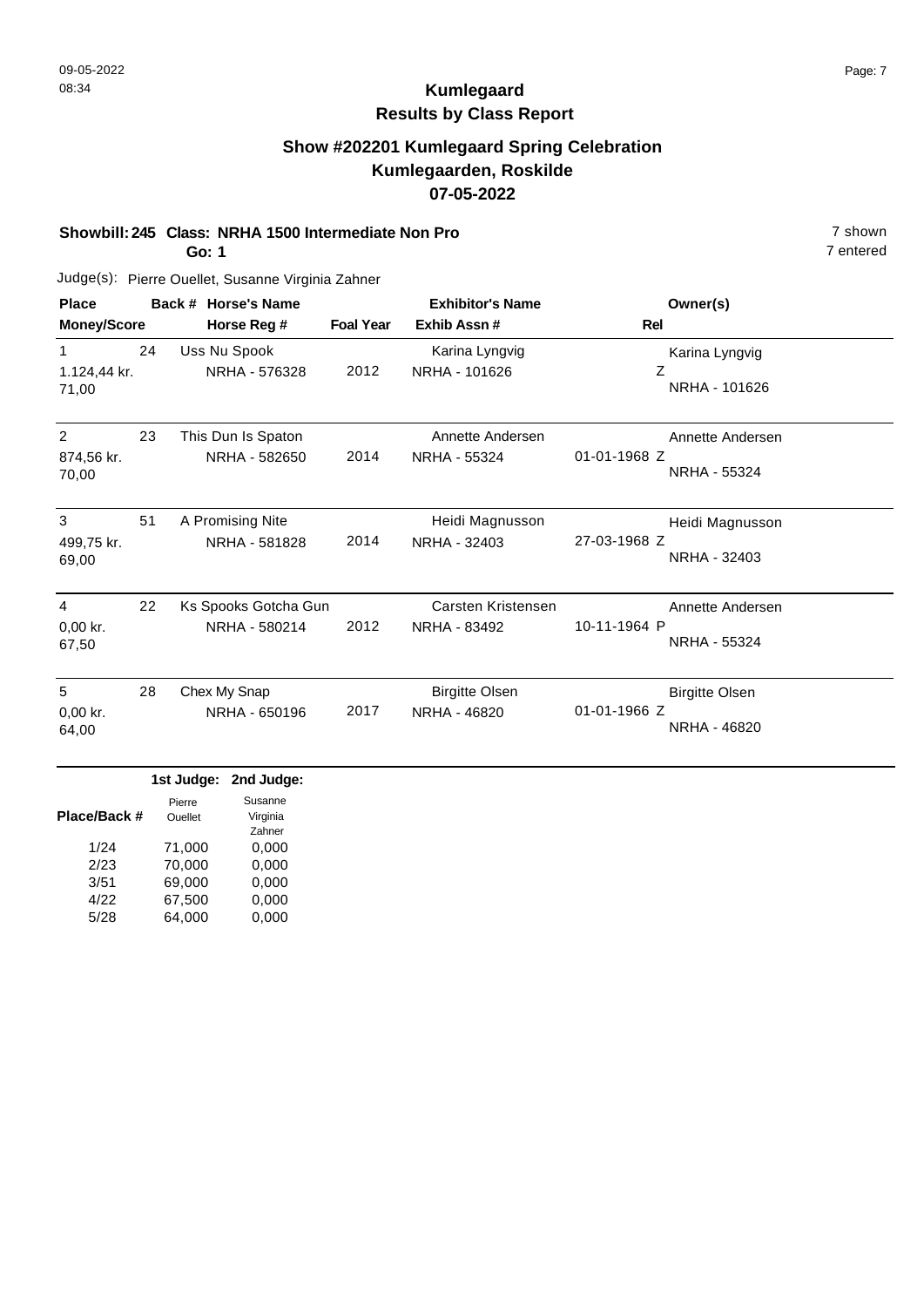# Kumlegaard

## Results by Class Report

### Show #202201 Kumlegaard Spring Celebration
### Kumlegaarden, Roskilde
### 07-05-2022

**Showbill: 245 Class: NRHA 1500 Intermediate Non Pro** — 7 shown

**Go: 1** — 7 entered

Judge(s): Pierre Ouellet, Susanne Virginia Zahner

| Place / Money/Score | Back # | Horse's Name / Horse Reg # | Foal Year | Exhibitor's Name / Exhib Assn # | Rel | Owner(s) |
|---|---|---|---|---|---|---|
| 1 / 1.124,44 kr. / 71,00 | 24 | Uss Nu Spook / NRHA - 576328 | 2012 | Karina Lyngvig / NRHA - 101626 | Z | Karina Lyngvig / NRHA - 101626 |
| 2 / 874,56 kr. / 70,00 | 23 | This Dun Is Spaton / NRHA - 582650 | 2014 | Annette Andersen / NRHA - 55324 | 01-01-1968 Z | Annette Andersen / NRHA - 55324 |
| 3 / 499,75 kr. / 69,00 | 51 | A Promising Nite / NRHA - 581828 | 2014 | Heidi Magnusson / NRHA - 32403 | 27-03-1968 Z | Heidi Magnusson / NRHA - 32403 |
| 4 / 0,00 kr. / 67,50 | 22 | Ks Spooks Gotcha Gun / NRHA - 580214 | 2012 | Carsten Kristensen / NRHA - 83492 | 10-11-1964 P | Annette Andersen / NRHA - 55324 |
| 5 / 0,00 kr. / 64,00 | 28 | Chex My Snap / NRHA - 650196 | 2017 | Birgitte Olsen / NRHA - 46820 | 01-01-1966 Z | Birgitte Olsen / NRHA - 46820 |

| Place/Back # | 1st Judge: Pierre Ouellet | 2nd Judge: Susanne Virginia Zahner |
|---|---|---|
| 1/24 | 71,000 | 0,000 |
| 2/23 | 70,000 | 0,000 |
| 3/51 | 69,000 | 0,000 |
| 4/22 | 67,500 | 0,000 |
| 5/28 | 64,000 | 0,000 |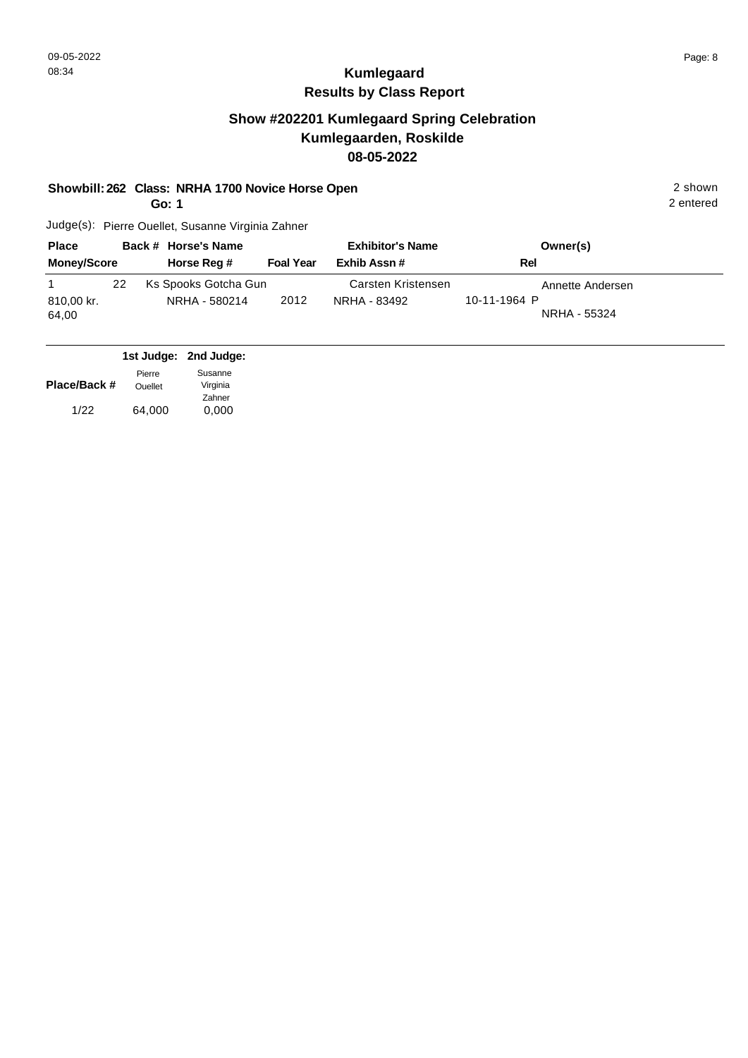# Kumlegaard

## Results by Class Report

### Show #202201 Kumlegaard Spring Celebration
### Kumlegaarden, Roskilde
### 08-05-2022

**Showbill: 262 Class: NRHA 1700 Novice Horse Open** — 2 shown, 2 entered

**Go: 1**

Judge(s): Pierre Ouellet, Susanne Virginia Zahner

| Place / Money/Score | Back # | Horse's Name / Horse Reg # | Foal Year | Exhibitor's Name / Exhib Assn # | Rel | Owner(s) |
|---|---|---|---|---|---|---|
| 1 / 810,00 kr. / 64,00 | 22 | Ks Spooks Gotcha Gun / NRHA - 580214 | 2012 | Carsten Kristensen / NRHA - 83492 | 10-11-1964 P | Annette Andersen / NRHA - 55324 |

| Place/Back # | 1st Judge: Pierre Ouellet | 2nd Judge: Susanne Virginia Zahner |
|---|---|---|
| 1/22 | 64,000 | 0,000 |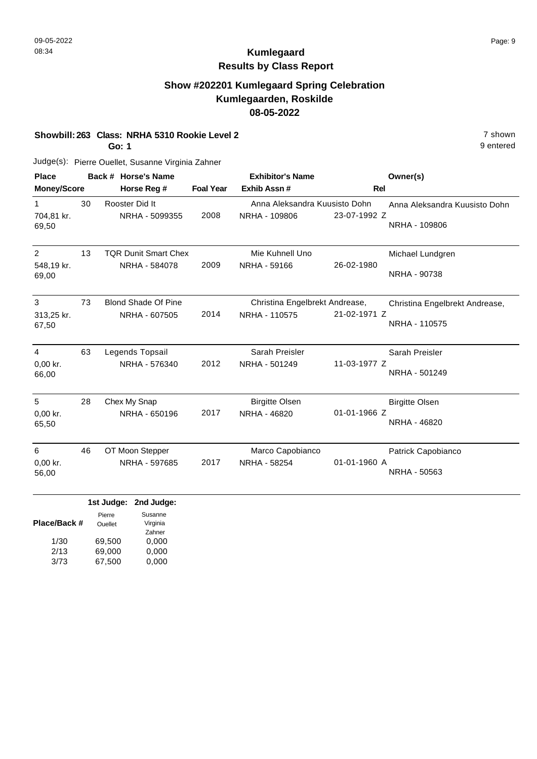# Kumlegaard

## Results by Class Report

### Show #202201 Kumlegaard Spring Celebration
### Kumlegaarden, Roskilde
### 08-05-2022

**Showbill: 263 Class: NRHA 5310 Rookie Level 2** — 7 shown

**Go: 1** — 9 entered

Judge(s): Pierre Ouellet, Susanne Virginia Zahner

| Place / Money/Score | Back # | Horse's Name / Horse Reg # | Foal Year | Exhibitor's Name / Exhib Assn # | Rel | Owner(s) |
|---|---|---|---|---|---|---|
| 1<br>704,81 kr.<br>69,50 | 30 | Rooster Did It<br>NRHA - 5099355 | 2008 | Anna Aleksandra Kuusisto Dohn<br>NRHA - 109806 | 23-07-1992 Z | Anna Aleksandra Kuusisto Dohn<br>NRHA - 109806 |
| 2<br>548,19 kr.<br>69,00 | 13 | TQR Dunit Smart Chex<br>NRHA - 584078 | 2009 | Mie Kuhnell Uno<br>NRHA - 59166 | 26-02-1980 | Michael Lundgren<br>NRHA - 90738 |
| 3<br>313,25 kr.<br>67,50 | 73 | Blond Shade Of Pine<br>NRHA - 607505 | 2014 | Christina Engelbrekt Andrease,<br>NRHA - 110575 | 21-02-1971 Z | Christina Engelbrekt Andrease,<br>NRHA - 110575 |
| 4<br>0,00 kr.<br>66,00 | 63 | Legends Topsail<br>NRHA - 576340 | 2012 | Sarah Preisler<br>NRHA - 501249 | 11-03-1977 Z | Sarah Preisler<br>NRHA - 501249 |
| 5<br>0,00 kr.<br>65,50 | 28 | Chex My Snap<br>NRHA - 650196 | 2017 | Birgitte Olsen<br>NRHA - 46820 | 01-01-1966 Z | Birgitte Olsen<br>NRHA - 46820 |
| 6<br>0,00 kr.<br>56,00 | 46 | OT Moon Stepper<br>NRHA - 597685 | 2017 | Marco Capobianco<br>NRHA - 58254 | 01-01-1960 A | Patrick Capobianco<br>NRHA - 50563 |

| Place/Back # | 1st Judge: Pierre Ouellet | 2nd Judge: Susanne Virginia Zahner |
|---|---|---|
| 1/30 | 69,500 | 0,000 |
| 2/13 | 69,000 | 0,000 |
| 3/73 | 67,500 | 0,000 |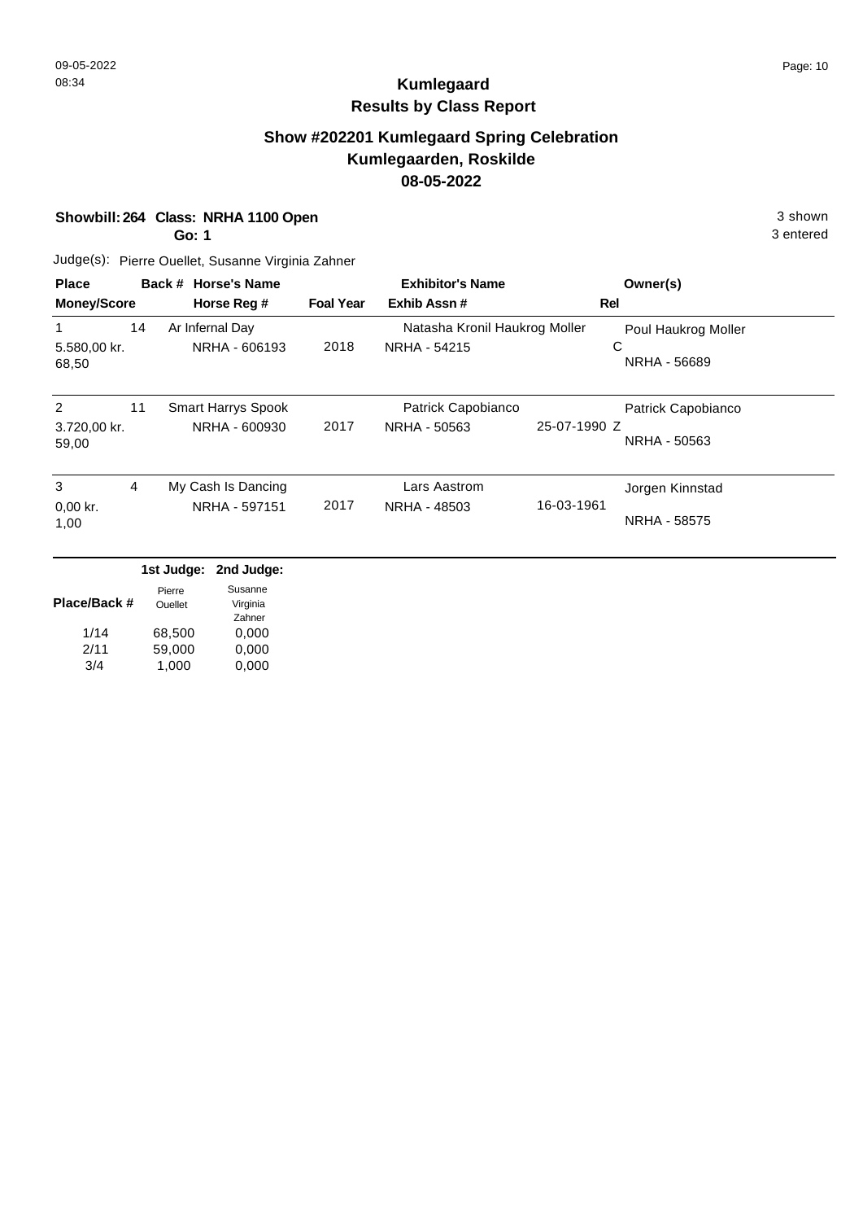# Kumlegaard

## Results by Class Report

### Show #202201 Kumlegaard Spring Celebration
### Kumlegaarden, Roskilde
### 08-05-2022

**Showbill: 264 Class: NRHA 1100 Open** — 3 shown

**Go: 1** — 3 entered

Judge(s): Pierre Ouellet, Susanne Virginia Zahner

| Place / Money/Score | Back # | Horse's Name / Horse Reg # | Foal Year | Exhibitor's Name / Exhib Assn # | Rel | Owner(s) |
|---|---|---|---|---|---|---|
| 1<br>5.580,00 kr.<br>68,50 | 14 | Ar Infernal Day<br>NRHA - 606193 | 2018 | Natasha Kronil Haukrog Moller<br>NRHA - 54215 | C | Poul Haukrog Moller<br>NRHA - 56689 |
| 2<br>3.720,00 kr.<br>59,00 | 11 | Smart Harrys Spook<br>NRHA - 600930 | 2017 | Patrick Capobianco<br>NRHA - 50563 | 25-07-1990 Z | Patrick Capobianco<br>NRHA - 50563 |
| 3<br>0,00 kr.<br>1,00 | 4 | My Cash Is Dancing<br>NRHA - 597151 | 2017 | Lars Aastrom<br>NRHA - 48503 | 16-03-1961 | Jorgen Kinnstad<br>NRHA - 58575 |

| Place/Back # | 1st Judge: Pierre Ouellet | 2nd Judge: Susanne Virginia Zahner |
|---|---|---|
| 1/14 | 68,500 | 0,000 |
| 2/11 | 59,000 | 0,000 |
| 3/4 | 1,000 | 0,000 |